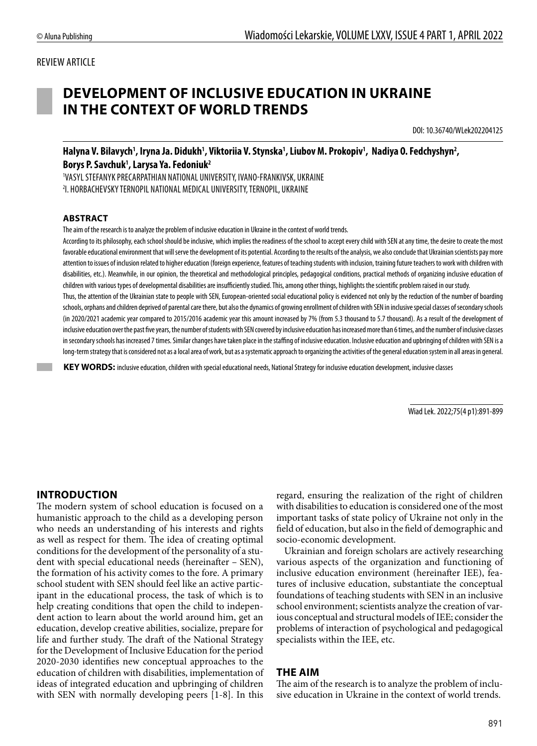REVIEW ARTICLE

# DEVELOPMENT OF INCLUSIVE EDUCATION IN UKRAINE IN THE CONTEXT OF WORLD TRENDS

DOI: 10.36740/WLek202204125

**Halyna V. Bilavych[1], Iryna Ja. Didukh[1], Viktoriia V. Stynska[1], Liubov M. Prokopiv[1], Nadiya O. Fedchyshyn[2], Borys P. Savchuk[1], Larysa Ya. Fedoniuk[2]**

[1]VASYL STEFANYK PRECARPATHIAN NATIONAL UNIVERSITY, IVANO-FRANKIVSK, UKRAINE

[2]I. HORBACHEVSKY TERNOPIL NATIONAL MEDICAL UNIVERSITY, TERNOPIL, UKRAINE

## ABSTRACT

The aim of the research is to analyze the problem of inclusive education in Ukraine in the context of world trends.

According to its philosophy, each school should be inclusive, which implies the readiness of the school to accept every child with SEN at any time, the desire to create the most favorable educational environment that will serve the development of its potential. According to the results of the analysis, we also conclude that Ukrainian scientists pay more attention to issues of inclusion related to higher education (foreign experience, features of teaching students with inclusion, training future teachers to work with children with disabilities, etc.). Meanwhile, in our opinion, the theoretical and methodological principles, pedagogical conditions, practical methods of organizing inclusive education of children with various types of developmental disabilities are insufficiently studied. This, among other things, highlights the scientific problem raised in our study.

Thus, the attention of the Ukrainian state to people with SEN, European-oriented social educational policy is evidenced not only by the reduction of the number of boarding schools, orphans and children deprived of parental care there, but also the dynamics of growing enrollment of children with SEN in inclusive special classes of secondary schools (in 2020/2021 academic year compared to 2015/2016 academic year this amount increased by 7% (from 5.3 thousand to 5.7 thousand). As a result of the development of inclusive education over the past five years, the number of students with SEN covered by inclusive education has increased more than 6 times, and the number of inclusive classes in secondary schools has increased 7 times. Similar changes have taken place in the staffing of inclusive education. Inclusive education and upbringing of children with SEN is a long-term strategy that is considered not as a local area of work, but as a systematic approach to organizing the activities of the general education system in all areas in general.

**KEY WORDS:** inclusive education, children with special educational needs, National Strategy for inclusive education development, inclusive classes

Wiad Lek. 2022;75(4 p1):891-899

## INTRODUCTION

The modern system of school education is focused on a humanistic approach to the child as a developing person who needs an understanding of his interests and rights as well as respect for them. The idea of creating optimal conditions for the development of the personality of a student with special educational needs (hereinafter – SEN), the formation of his activity comes to the fore. A primary school student with SEN should feel like an active participant in the educational process, the task of which is to help creating conditions that open the child to independent action to learn about the world around him, get an education, develop creative abilities, socialize, prepare for life and further study. The draft of the National Strategy for the Development of Inclusive Education for the period 2020-2030 identifies new conceptual approaches to the education of children with disabilities, implementation of ideas of integrated education and upbringing of children with SEN with normally developing peers [1-8]. In this regard, ensuring the realization of the right of children with disabilities to education is considered one of the most important tasks of state policy of Ukraine not only in the field of education, but also in the field of demographic and socio-economic development.

Ukrainian and foreign scholars are actively researching various aspects of the organization and functioning of inclusive education environment (hereinafter IEE), features of inclusive education, substantiate the conceptual foundations of teaching students with SEN in an inclusive school environment; scientists analyze the creation of various conceptual and structural models of IEE; consider the problems of interaction of psychological and pedagogical specialists within the IEE, etc.

## THE AIM

The aim of the research is to analyze the problem of inclusive education in Ukraine in the context of world trends.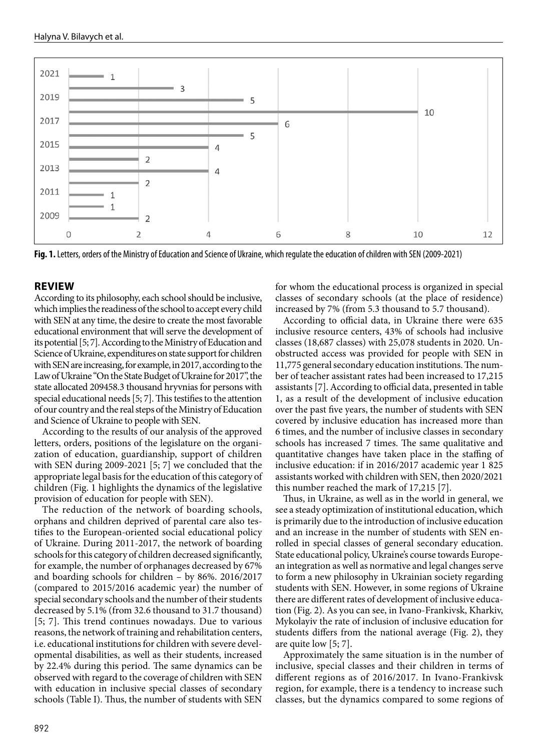**Fig. 1.** Letters, orders of the Ministry of Education and Science of Ukraine, which regulate the education of children with SEN (2009-2021)

## REVIEW

According to its philosophy, each school should be inclusive, which implies the readiness of the school to accept every child with SEN at any time, the desire to create the most favorable educational environment that will serve the development of its potential [5; 7]. According to the Ministry of Education and Science of Ukraine, expenditures on state support for children with SEN are increasing, for example, in 2017, according to the Law of Ukraine "On the State Budget of Ukraine for 2017", the state allocated 209458.3 thousand hryvnias for persons with special educational needs [5; 7]. This testifies to the attention of our country and the real steps of the Ministry of Education and Science of Ukraine to people with SEN.

According to the results of our analysis of the approved letters, orders, positions of the legislature on the organization of education, guardianship, support of children with SEN during 2009-2021 [5; 7] we concluded that the appropriate legal basis for the education of this category of children (Fig. 1 highlights the dynamics of the legislative provision of education for people with SEN).

The reduction of the network of boarding schools, orphans and children deprived of parental care also testifies to the European-oriented social educational policy of Ukraine. During 2011-2017, the network of boarding schools for this category of children decreased significantly, for example, the number of orphanages decreased by 67% and boarding schools for children – by 86%. 2016/2017 (compared to 2015/2016 academic year) the number of special secondary schools and the number of their students decreased by 5.1% (from 32.6 thousand to 31.7 thousand) [5; 7]. This trend continues nowadays. Due to various reasons, the network of training and rehabilitation centers, i.e. educational institutions for children with severe developmental disabilities, as well as their students, increased by 22.4% during this period. The same dynamics can be observed with regard to the coverage of children with SEN with education in inclusive special classes of secondary schools (Table I). Thus, the number of students with SEN for whom the educational process is organized in special classes of secondary schools (at the place of residence) increased by 7% (from 5.3 thousand to 5.7 thousand).

According to official data, in Ukraine there were 635 inclusive resource centers, 43% of schools had inclusive classes (18,687 classes) with 25,078 students in 2020. Unobstructed access was provided for people with SEN in 11,775 general secondary education institutions. The number of teacher assistant rates had been increased to 17,215 assistants [7]. According to official data, presented in table 1, as a result of the development of inclusive education over the past five years, the number of students with SEN covered by inclusive education has increased more than 6 times, and the number of inclusive classes in secondary schools has increased 7 times. The same qualitative and quantitative changes have taken place in the staffing of inclusive education: if in 2016/2017 academic year 1 825 assistants worked with children with SEN, then 2020/2021 this number reached the mark of 17,215 [7].

Thus, in Ukraine, as well as in the world in general, we see a steady optimization of institutional education, which is primarily due to the introduction of inclusive education and an increase in the number of students with SEN enrolled in special classes of general secondary education. State educational policy, Ukraine's course towards European integration as well as normative and legal changes serve to form a new philosophy in Ukrainian society regarding students with SEN. However, in some regions of Ukraine there are different rates of development of inclusive education (Fig. 2). As you can see, in Ivano-Frankivsk, Kharkiv, Mykolayiv the rate of inclusion of inclusive education for students differs from the national average (Fig. 2), they are quite low [5; 7].

Approximately the same situation is in the number of inclusive, special classes and their children in terms of different regions as of 2016/2017. In Ivano-Frankivsk region, for example, there is a tendency to increase such classes, but the dynamics compared to some regions of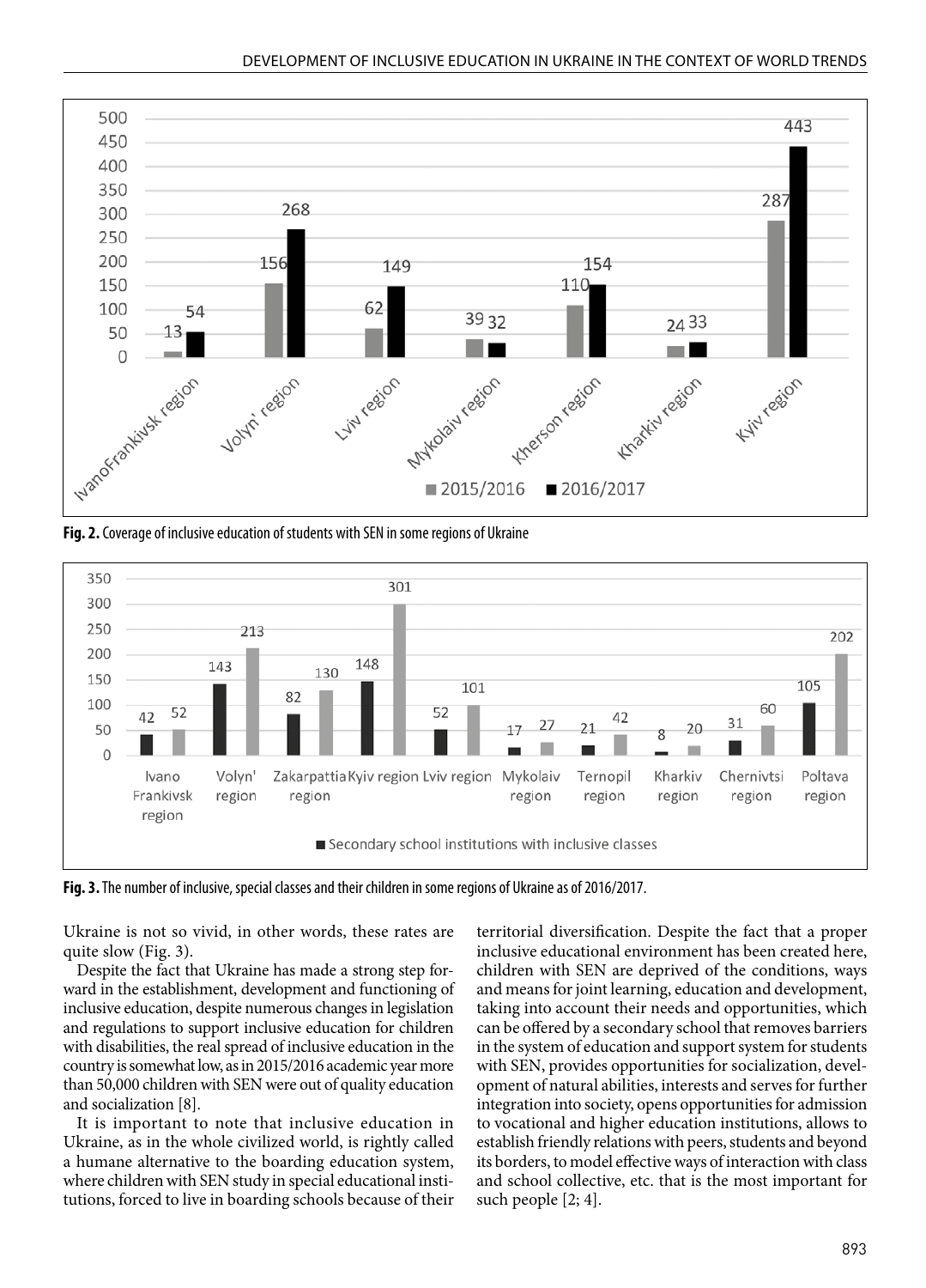Fig. 2. Coverage of inclusive education of students with SEN in some regions of Ukraine

| Region | 2015/2016 | 2016/2017 |
|---|---|---|
| IvanoFrankivsk region | 13 | 54 |
| Volyn' region | 156 | 268 |
| Lviv region | 62 | 149 |
| Mykolaiv region | 39 | 32 |
| Kherson region | 110 | 154 |
| Kharkiv region | 24 | 33 |
| Kyiv region | 287 | 443 |

Fig. 3. The number of inclusive, special classes and their children in some regions of Ukraine as of 2016/2017.

| Region | Secondary school institutions with inclusive classes | |
|---|---|---|
| Ivano Frankivsk region | 42 | 52 |
| Volyn' region | 143 | 213 |
| Zakarpattia region | 82 | 130 |
| Kyiv region | 148 | 301 |
| Lviv region | 52 | 101 |
| Mykolaiv region | 17 | 27 |
| Ternopil region | 21 | 42 |
| Kharkiv region | 8 | 20 |
| Chernivtsi region | 31 | 60 |
| Poltava region | 105 | 202 |

Ukraine is not so vivid, in other words, these rates are quite slow (Fig. 3).

Despite the fact that Ukraine has made a strong step forward in the establishment, development and functioning of inclusive education, despite numerous changes in legislation and regulations to support inclusive education for children with disabilities, the real spread of inclusive education in the country is somewhat low, as in 2015/2016 academic year more than 50,000 children with SEN were out of quality education and socialization [8].

It is important to note that inclusive education in Ukraine, as in the whole civilized world, is rightly called a humane alternative to the boarding education system, where children with SEN study in special educational institutions, forced to live in boarding schools because of their territorial diversification. Despite the fact that a proper inclusive educational environment has been created here, children with SEN are deprived of the conditions, ways and means for joint learning, education and development, taking into account their needs and opportunities, which can be offered by a secondary school that removes barriers in the system of education and support system for students with SEN, provides opportunities for socialization, development of natural abilities, interests and serves for further integration into society, opens opportunities for admission to vocational and higher education institutions, allows to establish friendly relations with peers, students and beyond its borders, to model effective ways of interaction with class and school collective, etc. that is the most important for such people [2; 4].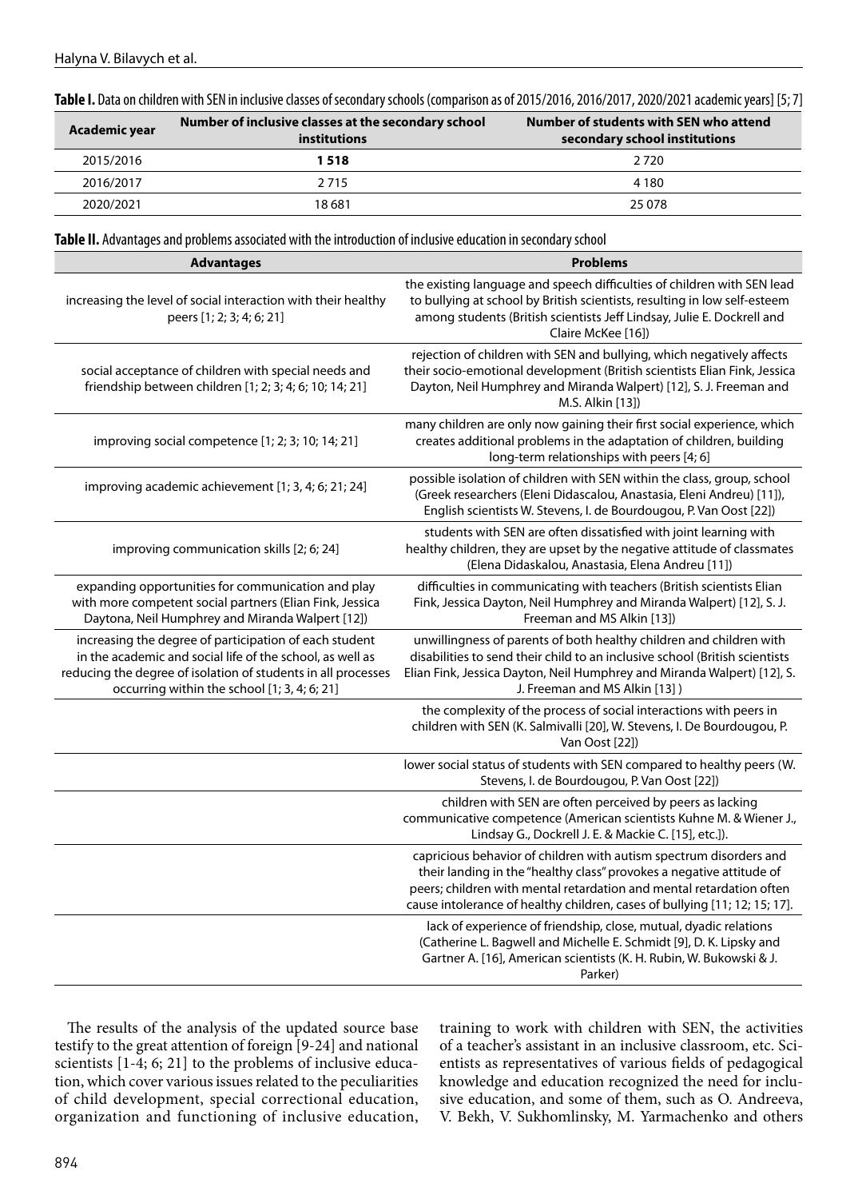**Table I.** Data on children with SEN in inclusive classes of secondary schools (comparison as of 2015/2016, 2016/2017, 2020/2021 academic years) [5; 7]

| Academic year | Number of inclusive classes at the secondary school institutions | Number of students with SEN who attend secondary school institutions |
|---|---|---|
| 2015/2016 | **1 518** | 2 720 |
| 2016/2017 | 2 715 | 4 180 |
| 2020/2021 | 18 681 | 25 078 |

**Table II.** Advantages and problems associated with the introduction of inclusive education in secondary school

| Advantages | Problems |
|---|---|
| increasing the level of social interaction with their healthy peers [1; 2; 3; 4; 6; 21] | the existing language and speech difficulties of children with SEN lead to bullying at school by British scientists, resulting in low self-esteem among students (British scientists Jeff Lindsay, Julie E. Dockrell and Claire McKee [16]) |
| social acceptance of children with special needs and friendship between children [1; 2; 3; 4; 6; 10; 14; 21] | rejection of children with SEN and bullying, which negatively affects their socio-emotional development (British scientists Elian Fink, Jessica Dayton, Neil Humphrey and Miranda Walpert) [12], S. J. Freeman and M.S. Alkin [13]) |
| improving social competence [1; 2; 3; 10; 14; 21] | many children are only now gaining their first social experience, which creates additional problems in the adaptation of children, building long-term relationships with peers [4; 6] |
| improving academic achievement [1; 3, 4; 6; 21; 24] | possible isolation of children with SEN within the class, group, school (Greek researchers (Eleni Didascalou, Anastasia, Eleni Andreu) [11]), English scientists W. Stevens, I. de Bourdougou, P. Van Oost [22]) |
| improving communication skills [2; 6; 24] | students with SEN are often dissatisfied with joint learning with healthy children, they are upset by the negative attitude of classmates (Elena Didaskalou, Anastasia, Elena Andreu [11]) |
| expanding opportunities for communication and play with more competent social partners (Elian Fink, Jessica Daytona, Neil Humphrey and Miranda Walpert [12]) | difficulties in communicating with teachers (British scientists Elian Fink, Jessica Dayton, Neil Humphrey and Miranda Walpert) [12], S. J. Freeman and MS Alkin [13]) |
| increasing the degree of participation of each student in the academic and social life of the school, as well as reducing the degree of isolation of students in all processes occurring within the school [1; 3, 4; 6; 21] | unwillingness of parents of both healthy children and children with disabilities to send their child to an inclusive school (British scientists Elian Fink, Jessica Dayton, Neil Humphrey and Miranda Walpert) [12], S. J. Freeman and MS Alkin [13] ) |
| | the complexity of the process of social interactions with peers in children with SEN (K. Salmivalli [20], W. Stevens, I. De Bourdougou, P. Van Oost [22]) |
| | lower social status of students with SEN compared to healthy peers (W. Stevens, I. de Bourdougou, P. Van Oost [22]) |
| | children with SEN are often perceived by peers as lacking communicative competence (American scientists Kuhne M. & Wiener J., Lindsay G., Dockrell J. E. & Mackie C. [15], etc.]). |
| | capricious behavior of children with autism spectrum disorders and their landing in the "healthy class" provokes a negative attitude of peers; children with mental retardation and mental retardation often cause intolerance of healthy children, cases of bullying [11; 12; 15; 17]. |
| | lack of experience of friendship, close, mutual, dyadic relations (Catherine L. Bagwell and Michelle E. Schmidt [9], D. K. Lipsky and Gartner A. [16], American scientists (K. H. Rubin, W. Bukowski & J. Parker) |

The results of the analysis of the updated source base testify to the great attention of foreign [9-24] and national scientists [1-4; 6; 21] to the problems of inclusive education, which cover various issues related to the peculiarities of child development, special correctional education, organization and functioning of inclusive education, training to work with children with SEN, the activities of a teacher's assistant in an inclusive classroom, etc. Scientists as representatives of various fields of pedagogical knowledge and education recognized the need for inclusive education, and some of them, such as O. Andreeva, V. Bekh, V. Sukhomlinsky, M. Yarmachenko and others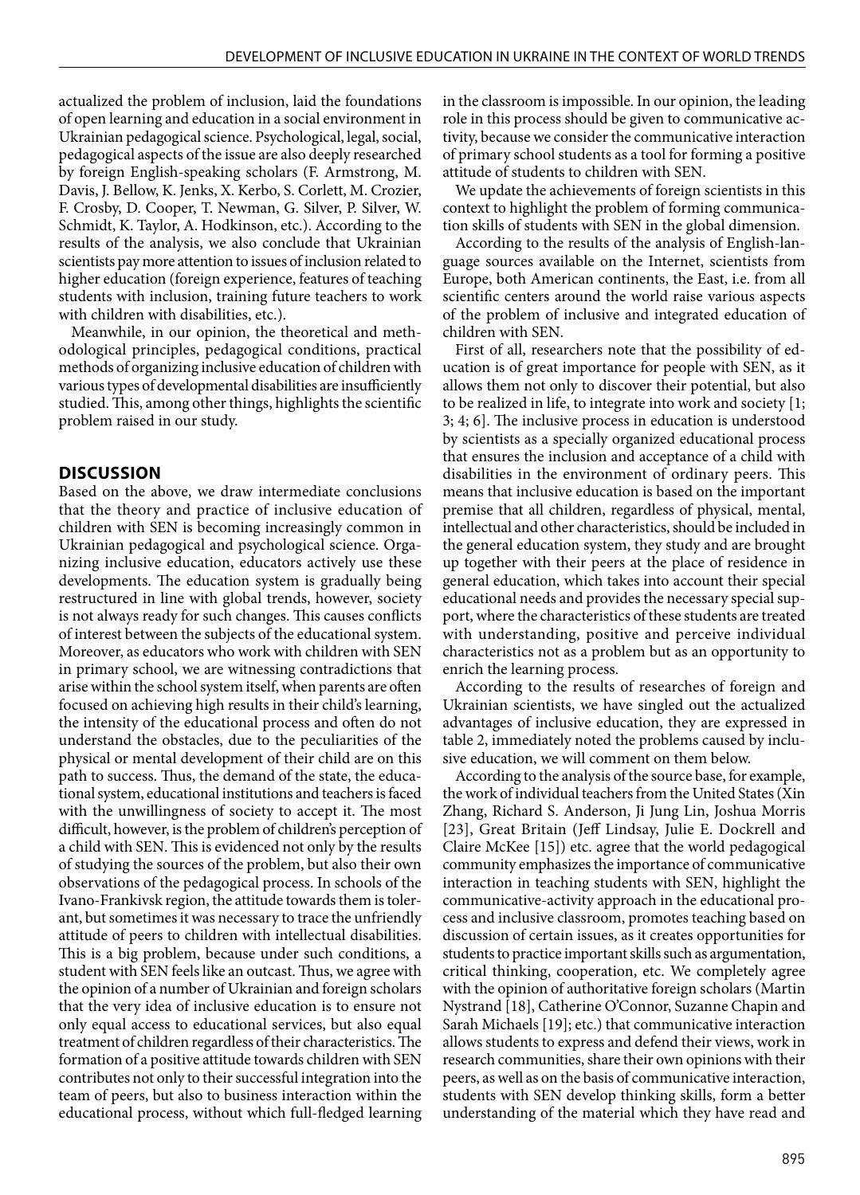actualized the problem of inclusion, laid the foundations of open learning and education in a social environment in Ukrainian pedagogical science. Psychological, legal, social, pedagogical aspects of the issue are also deeply researched by foreign English-speaking scholars (F. Armstrong, M. Davis, J. Bellow, K. Jenks, X. Kerbo, S. Corlett, M. Crozier, F. Crosby, D. Cooper, T. Newman, G. Silver, P. Silver, W. Schmidt, K. Taylor, A. Hodkinson, etc.). According to the results of the analysis, we also conclude that Ukrainian scientists pay more attention to issues of inclusion related to higher education (foreign experience, features of teaching students with inclusion, training future teachers to work with children with disabilities, etc.).

Meanwhile, in our opinion, the theoretical and methodological principles, pedagogical conditions, practical methods of organizing inclusive education of children with various types of developmental disabilities are insufficiently studied. This, among other things, highlights the scientific problem raised in our study.

## DISCUSSION

Based on the above, we draw intermediate conclusions that the theory and practice of inclusive education of children with SEN is becoming increasingly common in Ukrainian pedagogical and psychological science. Organizing inclusive education, educators actively use these developments. The education system is gradually being restructured in line with global trends, however, society is not always ready for such changes. This causes conflicts of interest between the subjects of the educational system. Moreover, as educators who work with children with SEN in primary school, we are witnessing contradictions that arise within the school system itself, when parents are often focused on achieving high results in their child's learning, the intensity of the educational process and often do not understand the obstacles, due to the peculiarities of the physical or mental development of their child are on this path to success. Thus, the demand of the state, the educational system, educational institutions and teachers is faced with the unwillingness of society to accept it. The most difficult, however, is the problem of children's perception of a child with SEN. This is evidenced not only by the results of studying the sources of the problem, but also their own observations of the pedagogical process. In schools of the Ivano-Frankivsk region, the attitude towards them is tolerant, but sometimes it was necessary to trace the unfriendly attitude of peers to children with intellectual disabilities. This is a big problem, because under such conditions, a student with SEN feels like an outcast. Thus, we agree with the opinion of a number of Ukrainian and foreign scholars that the very idea of inclusive education is to ensure not only equal access to educational services, but also equal treatment of children regardless of their characteristics. The formation of a positive attitude towards children with SEN contributes not only to their successful integration into the team of peers, but also to business interaction within the educational process, without which full-fledged learning in the classroom is impossible. In our opinion, the leading role in this process should be given to communicative activity, because we consider the communicative interaction of primary school students as a tool for forming a positive attitude of students to children with SEN.

We update the achievements of foreign scientists in this context to highlight the problem of forming communication skills of students with SEN in the global dimension.

According to the results of the analysis of English-language sources available on the Internet, scientists from Europe, both American continents, the East, i.e. from all scientific centers around the world raise various aspects of the problem of inclusive and integrated education of children with SEN.

First of all, researchers note that the possibility of education is of great importance for people with SEN, as it allows them not only to discover their potential, but also to be realized in life, to integrate into work and society [1; 3; 4; 6]. The inclusive process in education is understood by scientists as a specially organized educational process that ensures the inclusion and acceptance of a child with disabilities in the environment of ordinary peers. This means that inclusive education is based on the important premise that all children, regardless of physical, mental, intellectual and other characteristics, should be included in the general education system, they study and are brought up together with their peers at the place of residence in general education, which takes into account their special educational needs and provides the necessary special support, where the characteristics of these students are treated with understanding, positive and perceive individual characteristics not as a problem but as an opportunity to enrich the learning process.

According to the results of researches of foreign and Ukrainian scientists, we have singled out the actualized advantages of inclusive education, they are expressed in table 2, immediately noted the problems caused by inclusive education, we will comment on them below.

According to the analysis of the source base, for example, the work of individual teachers from the United States (Xin Zhang, Richard S. Anderson, Ji Jung Lin, Joshua Morris [23], Great Britain (Jeff Lindsay, Julie E. Dockrell and Claire McKee [15]) etc. agree that the world pedagogical community emphasizes the importance of communicative interaction in teaching students with SEN, highlight the communicative-activity approach in the educational process and inclusive classroom, promotes teaching based on discussion of certain issues, as it creates opportunities for students to practice important skills such as argumentation, critical thinking, cooperation, etc. We completely agree with the opinion of authoritative foreign scholars (Martin Nystrand [18], Catherine O'Connor, Suzanne Chapin and Sarah Michaels [19]; etc.) that communicative interaction allows students to express and defend their views, work in research communities, share their own opinions with their peers, as well as on the basis of communicative interaction, students with SEN develop thinking skills, form a better understanding of the material which they have read and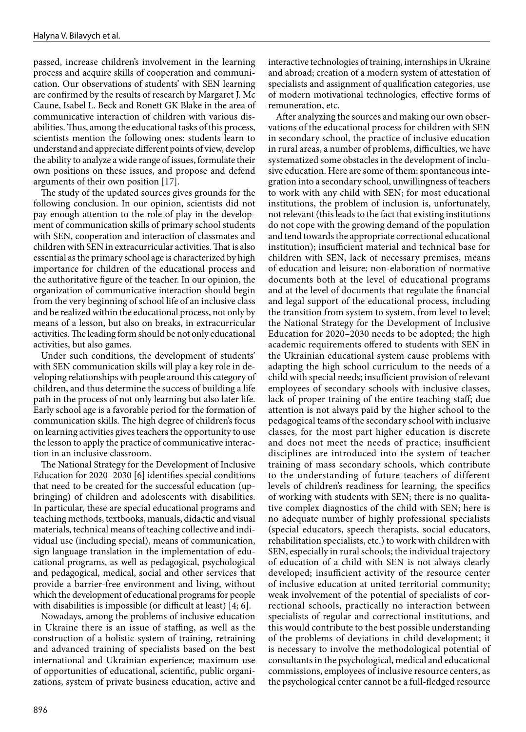passed, increase children's involvement in the learning process and acquire skills of cooperation and communication. Our observations of students' with SEN learning are confirmed by the results of research by Margaret J. Mc Caune, Isabel L. Beck and Ronett GK Blake in the area of communicative interaction of children with various disabilities. Thus, among the educational tasks of this process, scientists mention the following ones: students learn to understand and appreciate different points of view, develop the ability to analyze a wide range of issues, formulate their own positions on these issues, and propose and defend arguments of their own position [17].

The study of the updated sources gives grounds for the following conclusion. In our opinion, scientists did not pay enough attention to the role of play in the development of communication skills of primary school students with SEN, cooperation and interaction of classmates and children with SEN in extracurricular activities. That is also essential as the primary school age is characterized by high importance for children of the educational process and the authoritative figure of the teacher. In our opinion, the organization of communicative interaction should begin from the very beginning of school life of an inclusive class and be realized within the educational process, not only by means of a lesson, but also on breaks, in extracurricular activities. The leading form should be not only educational activities, but also games.

Under such conditions, the development of students' with SEN communication skills will play a key role in developing relationships with people around this category of children, and thus determine the success of building a life path in the process of not only learning but also later life. Early school age is a favorable period for the formation of communication skills. The high degree of children's focus on learning activities gives teachers the opportunity to use the lesson to apply the practice of communicative interaction in an inclusive classroom.

The National Strategy for the Development of Inclusive Education for 2020–2030 [6] identifies special conditions that need to be created for the successful education (upbringing) of children and adolescents with disabilities. In particular, these are special educational programs and teaching methods, textbooks, manuals, didactic and visual materials, technical means of teaching collective and individual use (including special), means of communication, sign language translation in the implementation of educational programs, as well as pedagogical, psychological and pedagogical, medical, social and other services that provide a barrier-free environment and living, without which the development of educational programs for people with disabilities is impossible (or difficult at least) [4; 6].

Nowadays, among the problems of inclusive education in Ukraine there is an issue of staffing, as well as the construction of a holistic system of training, retraining and advanced training of specialists based on the best international and Ukrainian experience; maximum use of opportunities of educational, scientific, public organizations, system of private business education, active and interactive technologies of training, internships in Ukraine and abroad; creation of a modern system of attestation of specialists and assignment of qualification categories, use of modern motivational technologies, effective forms of remuneration, etc.

After analyzing the sources and making our own observations of the educational process for children with SEN in secondary school, the practice of inclusive education in rural areas, a number of problems, difficulties, we have systematized some obstacles in the development of inclusive education. Here are some of them: spontaneous integration into a secondary school, unwillingness of teachers to work with any child with SEN; for most educational institutions, the problem of inclusion is, unfortunately, not relevant (this leads to the fact that existing institutions do not cope with the growing demand of the population and tend towards the appropriate correctional educational institution); insufficient material and technical base for children with SEN, lack of necessary premises, means of education and leisure; non-elaboration of normative documents both at the level of educational programs and at the level of documents that regulate the financial and legal support of the educational process, including the transition from system to system, from level to level; the National Strategy for the Development of Inclusive Education for 2020–2030 needs to be adopted; the high academic requirements offered to students with SEN in the Ukrainian educational system cause problems with adapting the high school curriculum to the needs of a child with special needs; insufficient provision of relevant employees of secondary schools with inclusive classes, lack of proper training of the entire teaching staff; due attention is not always paid by the higher school to the pedagogical teams of the secondary school with inclusive classes, for the most part higher education is discrete and does not meet the needs of practice; insufficient disciplines are introduced into the system of teacher training of mass secondary schools, which contribute to the understanding of future teachers of different levels of children's readiness for learning, the specifics of working with students with SEN; there is no qualitative complex diagnostics of the child with SEN; here is no adequate number of highly professional specialists (special educators, speech therapists, social educators, rehabilitation specialists, etc.) to work with children with SEN, especially in rural schools; the individual trajectory of education of a child with SEN is not always clearly developed; insufficient activity of the resource center of inclusive education at united territorial community; weak involvement of the potential of specialists of correctional schools, practically no interaction between specialists of regular and correctional institutions, and this would contribute to the best possible understanding of the problems of deviations in child development; it is necessary to involve the methodological potential of consultants in the psychological, medical and educational commissions, employees of inclusive resource centers, as the psychological center cannot be a full-fledged resource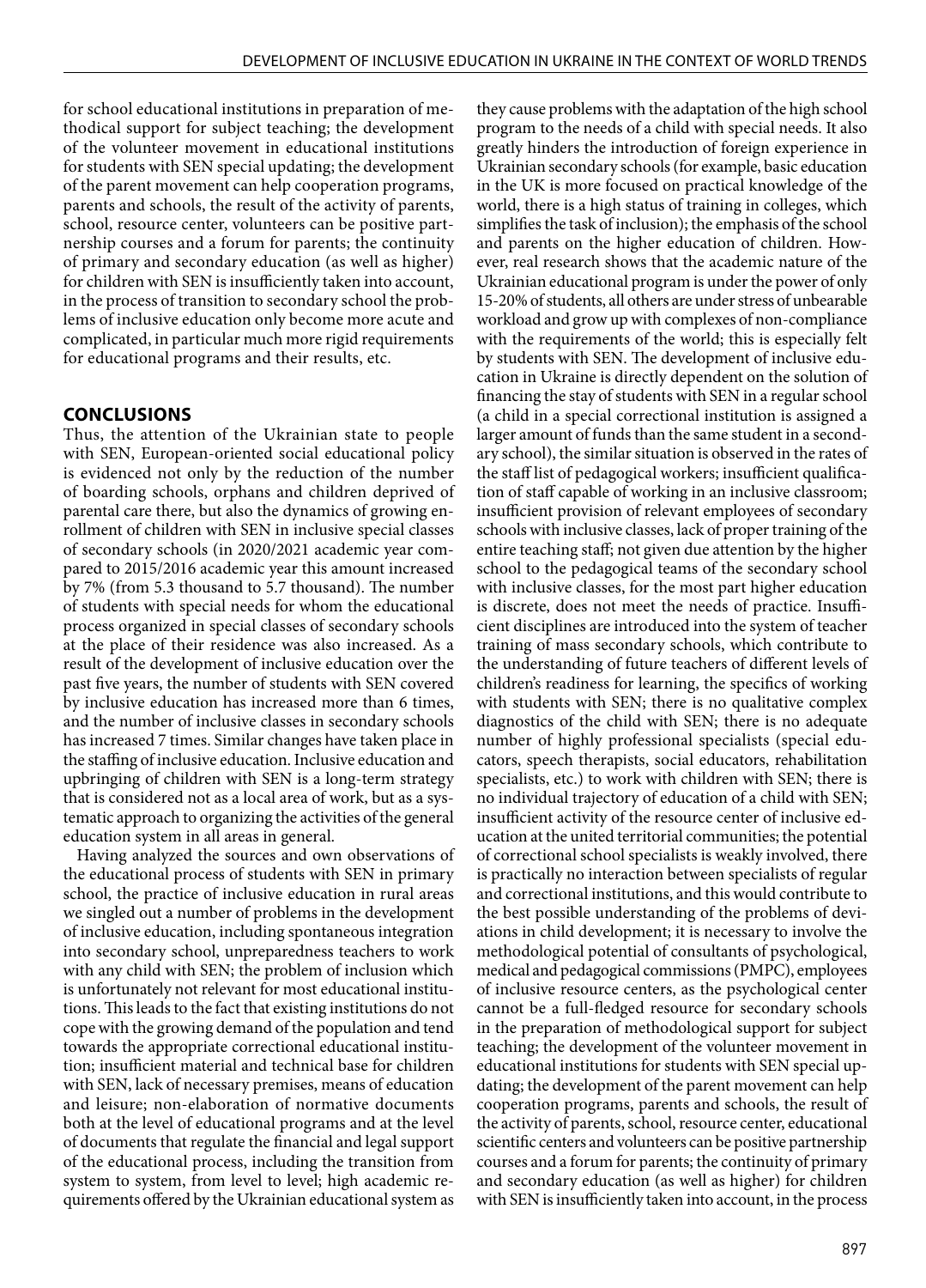for school educational institutions in preparation of methodical support for subject teaching; the development of the volunteer movement in educational institutions for students with SEN special updating; the development of the parent movement can help cooperation programs, parents and schools, the result of the activity of parents, school, resource center, volunteers can be positive partnership courses and a forum for parents; the continuity of primary and secondary education (as well as higher) for children with SEN is insufficiently taken into account, in the process of transition to secondary school the problems of inclusive education only become more acute and complicated, in particular much more rigid requirements for educational programs and their results, etc.

## CONCLUSIONS

Thus, the attention of the Ukrainian state to people with SEN, European-oriented social educational policy is evidenced not only by the reduction of the number of boarding schools, orphans and children deprived of parental care there, but also the dynamics of growing enrollment of children with SEN in inclusive special classes of secondary schools (in 2020/2021 academic year compared to 2015/2016 academic year this amount increased by 7% (from 5.3 thousand to 5.7 thousand). The number of students with special needs for whom the educational process organized in special classes of secondary schools at the place of their residence was also increased. As a result of the development of inclusive education over the past five years, the number of students with SEN covered by inclusive education has increased more than 6 times, and the number of inclusive classes in secondary schools has increased 7 times. Similar changes have taken place in the staffing of inclusive education. Inclusive education and upbringing of children with SEN is a long-term strategy that is considered not as a local area of work, but as a systematic approach to organizing the activities of the general education system in all areas in general.

Having analyzed the sources and own observations of the educational process of students with SEN in primary school, the practice of inclusive education in rural areas we singled out a number of problems in the development of inclusive education, including spontaneous integration into secondary school, unpreparedness teachers to work with any child with SEN; the problem of inclusion which is unfortunately not relevant for most educational institutions. This leads to the fact that existing institutions do not cope with the growing demand of the population and tend towards the appropriate correctional educational institution; insufficient material and technical base for children with SEN, lack of necessary premises, means of education and leisure; non-elaboration of normative documents both at the level of educational programs and at the level of documents that regulate the financial and legal support of the educational process, including the transition from system to system, from level to level; high academic requirements offered by the Ukrainian educational system as they cause problems with the adaptation of the high school program to the needs of a child with special needs. It also greatly hinders the introduction of foreign experience in Ukrainian secondary schools (for example, basic education in the UK is more focused on practical knowledge of the world, there is a high status of training in colleges, which simplifies the task of inclusion); the emphasis of the school and parents on the higher education of children. However, real research shows that the academic nature of the Ukrainian educational program is under the power of only 15-20% of students, all others are under stress of unbearable workload and grow up with complexes of non-compliance with the requirements of the world; this is especially felt by students with SEN. The development of inclusive education in Ukraine is directly dependent on the solution of financing the stay of students with SEN in a regular school (a child in a special correctional institution is assigned a larger amount of funds than the same student in a secondary school), the similar situation is observed in the rates of the staff list of pedagogical workers; insufficient qualification of staff capable of working in an inclusive classroom; insufficient provision of relevant employees of secondary schools with inclusive classes, lack of proper training of the entire teaching staff; not given due attention by the higher school to the pedagogical teams of the secondary school with inclusive classes, for the most part higher education is discrete, does not meet the needs of practice. Insufficient disciplines are introduced into the system of teacher training of mass secondary schools, which contribute to the understanding of future teachers of different levels of children's readiness for learning, the specifics of working with students with SEN; there is no qualitative complex diagnostics of the child with SEN; there is no adequate number of highly professional specialists (special educators, speech therapists, social educators, rehabilitation specialists, etc.) to work with children with SEN; there is no individual trajectory of education of a child with SEN; insufficient activity of the resource center of inclusive education at the united territorial communities; the potential of correctional school specialists is weakly involved, there is practically no interaction between specialists of regular and correctional institutions, and this would contribute to the best possible understanding of the problems of deviations in child development; it is necessary to involve the methodological potential of consultants of psychological, medical and pedagogical commissions (PMPC), employees of inclusive resource centers, as the psychological center cannot be a full-fledged resource for secondary schools in the preparation of methodological support for subject teaching; the development of the volunteer movement in educational institutions for students with SEN special updating; the development of the parent movement can help cooperation programs, parents and schools, the result of the activity of parents, school, resource center, educational scientific centers and volunteers can be positive partnership courses and a forum for parents; the continuity of primary and secondary education (as well as higher) for children with SEN is insufficiently taken into account, in the process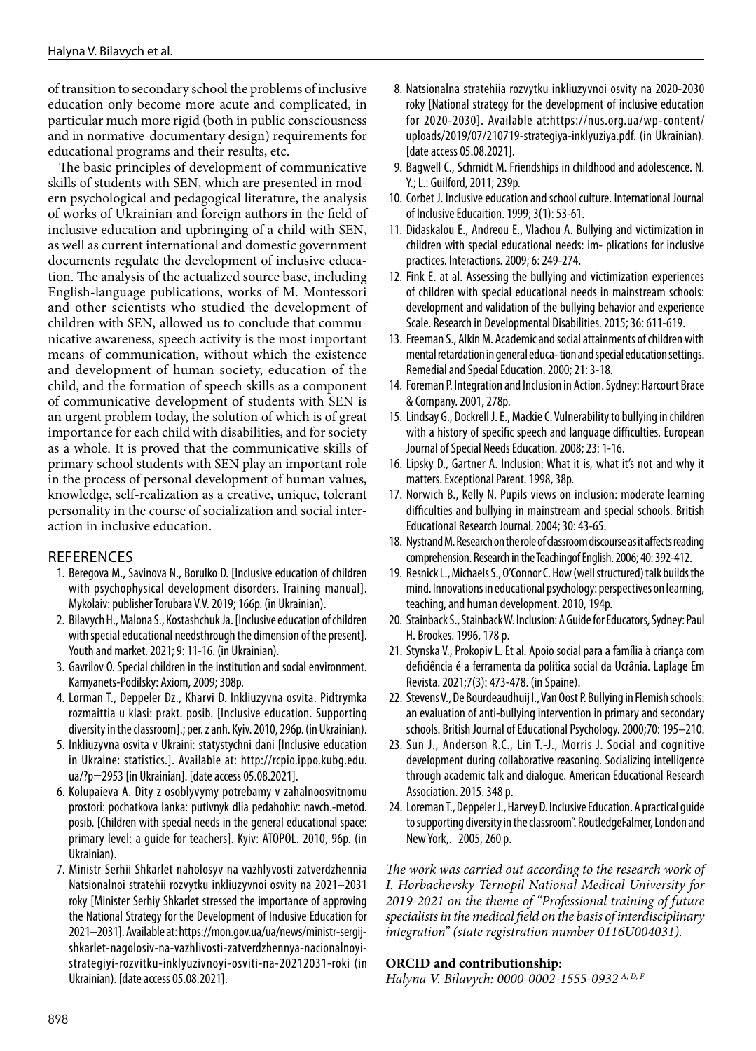of transition to secondary school the problems of inclusive education only become more acute and complicated, in particular much more rigid (both in public consciousness and in normative-documentary design) requirements for educational programs and their results, etc.

The basic principles of development of communicative skills of students with SEN, which are presented in modern psychological and pedagogical literature, the analysis of works of Ukrainian and foreign authors in the field of inclusive education and upbringing of a child with SEN, as well as current international and domestic government documents regulate the development of inclusive education. The analysis of the actualized source base, including English-language publications, works of M. Montessori and other scientists who studied the development of children with SEN, allowed us to conclude that communicative awareness, speech activity is the most important means of communication, without which the existence and development of human society, education of the child, and the formation of speech skills as a component of communicative development of students with SEN is an urgent problem today, the solution of which is of great importance for each child with disabilities, and for society as a whole. It is proved that the communicative skills of primary school students with SEN play an important role in the process of personal development of human values, knowledge, self-realization as a creative, unique, tolerant personality in the course of socialization and social interaction in inclusive education.

## REFERENCES

1. Beregova M., Savinova N., Borulko D. [Inclusive education of children with psychophysical development disorders. Training manual]. Mykolaiv: publisher Torubara V.V. 2019; 166p. (in Ukrainian).
2. Bilavych H., Malona S., Kostashchuk Ja. [Inclusive education of children with special educational needsthrough the dimension of the present]. Youth and market. 2021; 9: 11-16. (in Ukrainian).
3. Gavrilov O. Special children in the institution and social environment. Kamyanets-Podilsky: Axiom, 2009; 308p.
4. Lorman T., Deppeler Dz., Kharvi D. Inkliuzyvna osvita. Pidtrymka rozmaittia u klasi: prakt. posib. [Inclusive education. Supporting diversity in the classroom].; per. z anh. Kyiv. 2010, 296p. (in Ukrainian).
5. Inkliuzyvna osvita v Ukraini: statystychni dani [Inclusive education in Ukraine: statistics.]. Available at: http://rcpio.ippo.kubg.edu.ua/?p=2953 [in Ukrainian]. [date access 05.08.2021].
6. Kolupaieva A. Dity z osoblyvymy potrebamy v zahalnoosvitnomu prostori: pochatkova lanka: putivnyk dlia pedahohiv: navch.-metod. posib. [Children with special needs in the general educational space: primary level: a guide for teachers]. Kyiv: ATOPOL. 2010, 96p. (in Ukrainian).
7. Ministr Serhii Shkarlet naholosyv na vazhlyvosti zatverdzhennia Natsionalnoi stratehii rozvytku inkliuzyvnoi osvity na 2021–2031 roky [Minister Serhiy Shkarlet stressed the importance of approving the National Strategy for the Development of Inclusive Education for 2021–2031]. Available at: https://mon.gov.ua/ua/news/ministr-sergij-shkarlet-nagolosiv-na-vazhlivosti-zatverdzhennya-nacionalnoyi-strategiyi-rozvitku-inklyuzivnoyi-osviti-na-20212031-roki (in Ukrainian). [date access 05.08.2021].
8. Natsionalna stratehiia rozvytku inkliuzyvnoi osvity na 2020-2030 roky [National strategy for the development of inclusive education for 2020-2030]. Available at:https://nus.org.ua/wp-content/uploads/2019/07/210719-strategiya-inklyuziya.pdf. (in Ukrainian). [date access 05.08.2021].
9. Bagwell C., Schmidt M. Friendships in childhood and adolescence. N. Y.; L.: Guilford, 2011; 239p.
10. Corbet J. Inclusive education and school culture. International Journal of Inclusive Educaition. 1999; 3(1): 53-61.
11. Didaskalou E., Andreou E., Vlachou A. Bullying and victimization in children with special educational needs: im- plications for inclusive practices. Interactions. 2009; 6: 249-274.
12. Fink E. at al. Assessing the bullying and victimization experiences of children with special educational needs in mainstream schools: development and validation of the bullying behavior and experience Scale. Research in Developmental Disabilities. 2015; 36: 611-619.
13. Freeman S., Alkin M. Academic and social attainments of children with mental retardation in general educa- tion and special education settings. Remedial and Special Education. 2000; 21: 3-18.
14. Foreman P. Integration and Inclusion in Action. Sydney: Harcourt Brace & Company. 2001, 278p.
15. Lindsay G., Dockrell J. E., Mackie C. Vulnerability to bullying in children with a history of specific speech and language difficulties. European Journal of Special Needs Education. 2008; 23: 1-16.
16. Lipsky D., Gartner A. Inclusion: What it is, what it's not and why it matters. Exceptional Parent. 1998, 38p.
17. Norwich B., Kelly N. Pupils views on inclusion: moderate learning difficulties and bullying in mainstream and special schools. British Educational Research Journal. 2004; 30: 43-65.
18. Nystrand M. Research on the role of classroom discourse as it affects reading comprehension. Research in the Teachingof English. 2006; 40: 392-412.
19. Resnick L., Michaels S., O'Connor C. How (well structured) talk builds the mind. Innovations in educational psychology: perspectives on learning, teaching, and human development. 2010, 194p.
20. Stainback S., Stainback W. Inclusion: A Guide for Educators, Sydney: Paul H. Brookes. 1996, 178 p.
21. Stynska V., Prokopiv L. Et al. Apoio social para a família à criança com deficiência é a ferramenta da política social da Ucrânia. Laplage Em Revista. 2021;7(3): 473-478. (in Spaine).
22. Stevens V., De Bourdeaudhuij I., Van Oost P. Bullying in Flemish schools: an evaluation of anti-bullying intervention in primary and secondary schools. British Journal of Educational Psychology. 2000;70: 195–210.
23. Sun J., Anderson R.C., Lin T.-J., Morris J. Social and cognitive development during collaborative reasoning. Socializing intelligence through academic talk and dialogue. American Educational Research Association. 2015. 348 p.
24. Loreman T., Deppeler J., Harvey D. Inclusive Education. A practical guide to supporting diversity in the classroom". RoutledgeFalmer, London and New York,. 2005, 260 p.

*The work was carried out according to the research work of I. Horbachevsky Ternopil National Medical University for 2019-2021 on the theme of "Professional training of future specialists in the medical field on the basis of interdisciplinary integration" (state registration number 0116U004031).*

**ORCID and contributionship:**

*Halyna V. Bilavych: 0000-0002-1555-0932 [A, D, F]*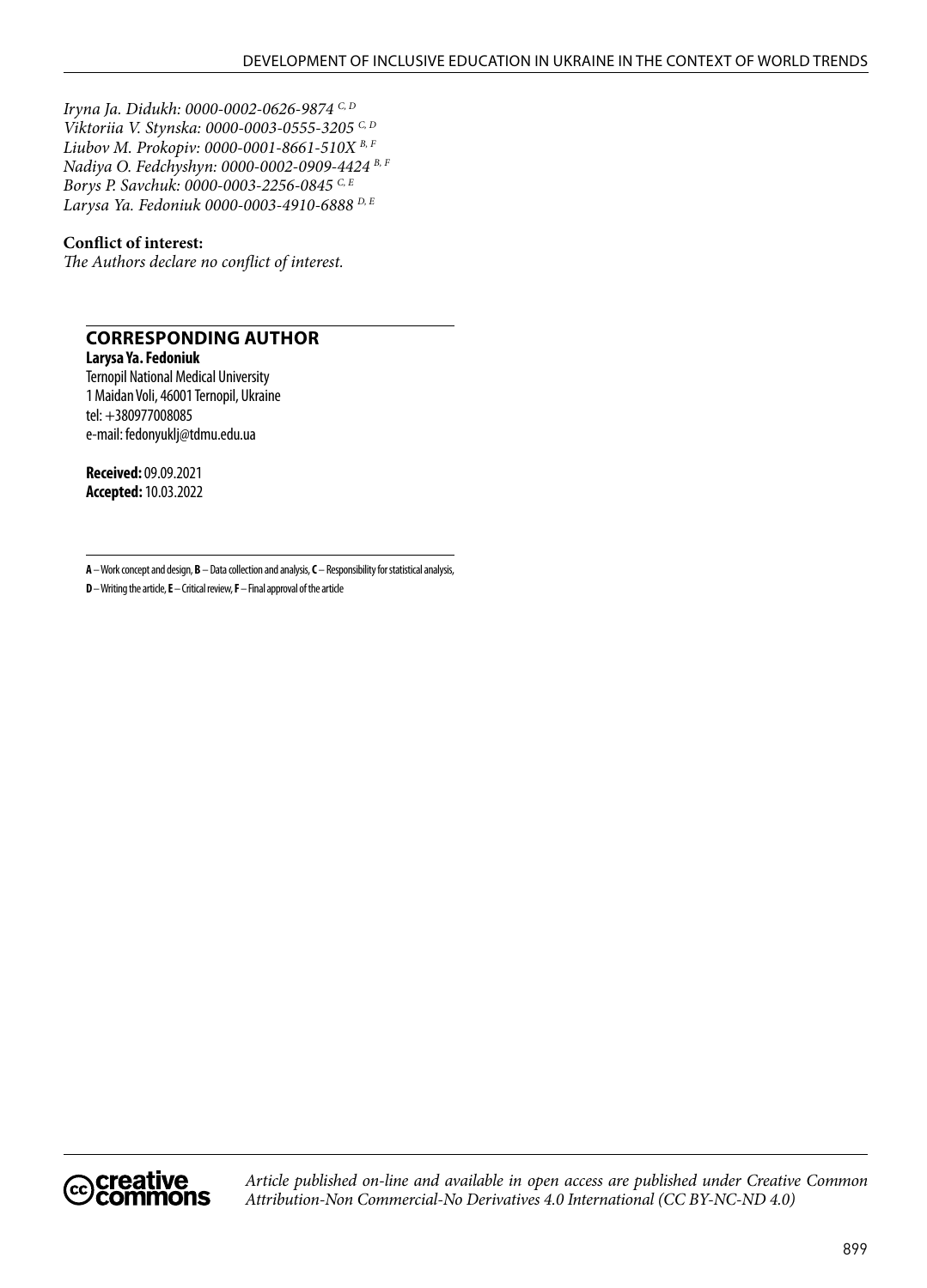*Iryna Ja. Didukh: 0000-0002-0626-9874* [C, D]
*Viktoriia V. Stynska: 0000-0003-0555-3205* [C, D]
*Liubov M. Prokopiv: 0000-0001-8661-510X* [B, F]
*Nadiya O. Fedchyshyn: 0000-0002-0909-4424* [B, F]
*Borys P. Savchuk: 0000-0003-2256-0845* [C, E]
*Larysa Ya. Fedoniuk 0000-0003-4910-6888* [D, E]

**Conflict of interest:**
*The Authors declare no conflict of interest.*

## CORRESPONDING AUTHOR

**Larysa Ya. Fedoniuk**
Ternopil National Medical University
1 Maidan Voli, 46001 Ternopil, Ukraine
tel: +380977008085
e-mail: fedonyuklj@tdmu.edu.ua

**Received:** 09.09.2021
**Accepted:** 10.03.2022

**A** – Work concept and design, **B** – Data collection and analysis, **C** – Responsibility for statistical analysis,
**D** – Writing the article, **E** – Critical review, **F** – Final approval of the article

*Article published on-line and available in open access are published under Creative Common Attribution-Non Commercial-No Derivatives 4.0 International (CC BY-NC-ND 4.0)*